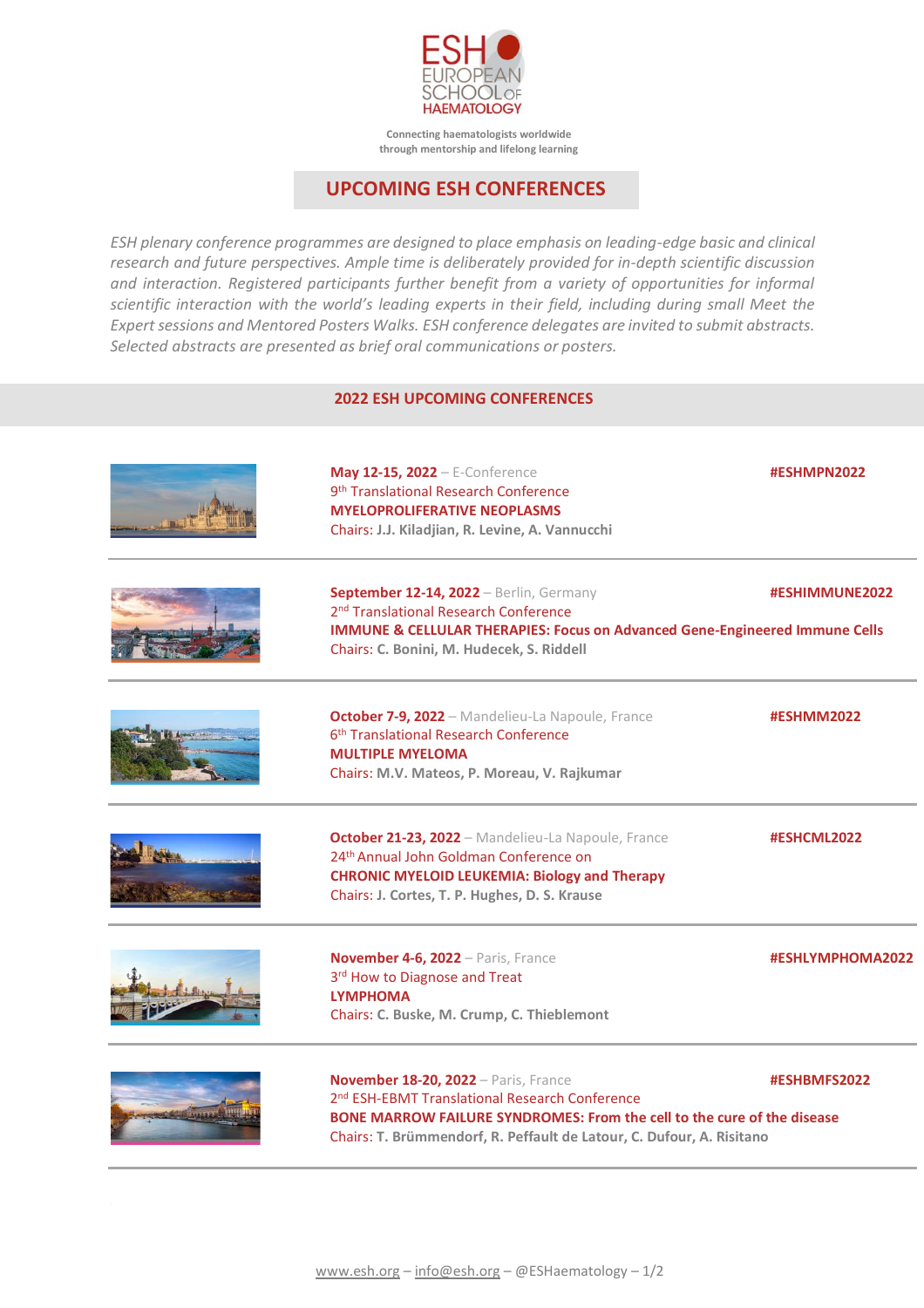ESH EUROPEAN SCHOOL OF HAEMATOLOGY

Connecting haematologists worldwide through mentorship and lifelong learning

# UPCOMING ESH CONFERENCES

*ESH plenary conference programmes are designed to place emphasis on leading-edge basic and clinical research and future perspectives. Ample time is deliberately provided for in-depth scientific discussion and interaction. Registered participants further benefit from a variety of opportunities for informal scientific interaction with the world's leading experts in their field, including during small Meet the Expert sessions and Mentored Posters Walks. ESH conference delegates are invited to submit abstracts. Selected abstracts are presented as brief oral communications or posters.*

## 2022 ESH UPCOMING CONFERENCES

**May 12-15, 2022** – E-Conference
9th Translational Research Conference
**MYELOPROLIFERATIVE NEOPLASMS**
Chairs: **J.J. Kiladjian, R. Levine, A. Vannucchi**
**#ESHMPN2022**

---

**September 12-14, 2022** – Berlin, Germany
2nd Translational Research Conference
**IMMUNE & CELLULAR THERAPIES: Focus on Advanced Gene-Engineered Immune Cells**
Chairs: **C. Bonini, M. Hudecek, S. Riddell**
**#ESHIMMUNE2022**

---

**October 7-9, 2022** – Mandelieu-La Napoule, France
6th Translational Research Conference
**MULTIPLE MYELOMA**
Chairs: **M.V. Mateos, P. Moreau, V. Rajkumar**
**#ESHMM2022**

---

**October 21-23, 2022** – Mandelieu-La Napoule, France
24th Annual John Goldman Conference on
**CHRONIC MYELOID LEUKEMIA: Biology and Therapy**
Chairs: **J. Cortes, T. P. Hughes, D. S. Krause**
**#ESHCML2022**

---

**November 4-6, 2022** – Paris, France
3rd How to Diagnose and Treat
**LYMPHOMA**
Chairs: **C. Buske, M. Crump, C. Thieblemont**
**#ESHLYMPHOMA2022**

---

**November 18-20, 2022** – Paris, France
2nd ESH-EBMT Translational Research Conference
**BONE MARROW FAILURE SYNDROMES: From the cell to the cure of the disease**
Chairs: **T. Brümmendorf, R. Peffault de Latour, C. Dufour, A. Risitano**
**#ESHBMFS2022**

---

www.esh.org – info@esh.org – @ESHaematology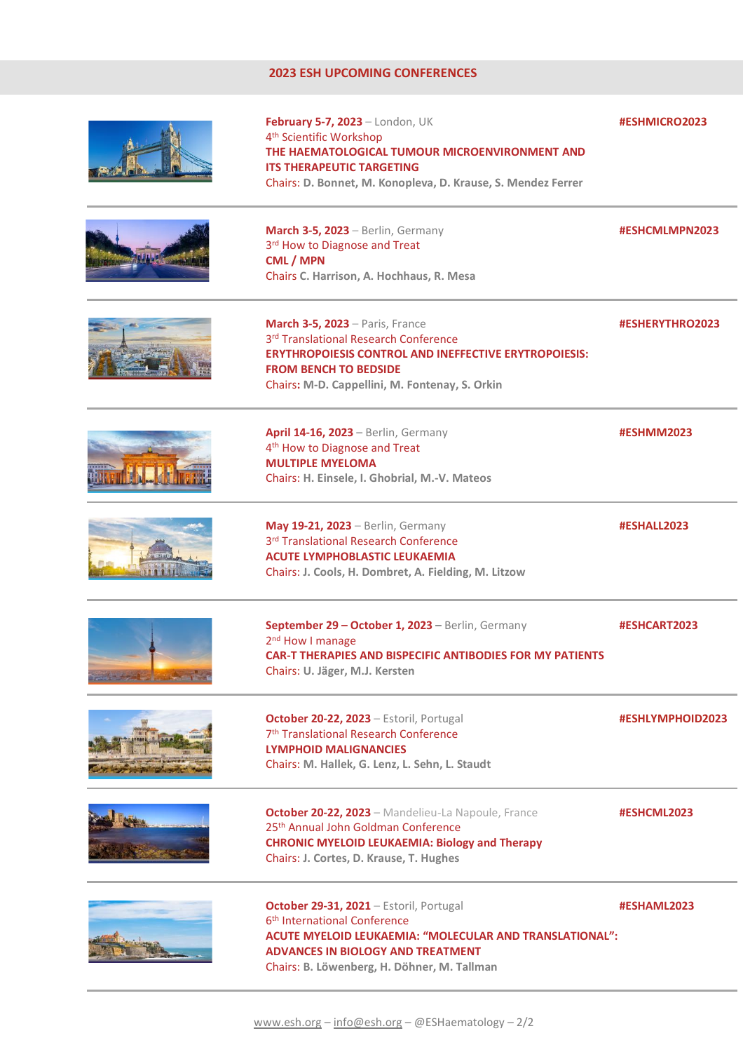## 2023 ESH UPCOMING CONFERENCES

**February 5-7, 2023** – London, UK
4th Scientific Workshop
**THE HAEMATOLOGICAL TUMOUR MICROENVIRONMENT AND ITS THERAPEUTIC TARGETING**
Chairs: **D. Bonnet, M. Konopleva, D. Krause, S. Mendez Ferrer**

**#ESHMICRO2023**

---

**March 3-5, 2023** – Berlin, Germany
3rd How to Diagnose and Treat
**CML / MPN**
Chairs **C. Harrison, A. Hochhaus, R. Mesa**

**#ESHCMLMPN2023**

---

**March 3-5, 2023** – Paris, France
3rd Translational Research Conference
**ERYTHROPOIESIS CONTROL AND INEFFECTIVE ERYTROPOIESIS: FROM BENCH TO BEDSIDE**
Chairs: **M-D. Cappellini, M. Fontenay, S. Orkin**

**#ESHERYTHRO2023**

---

**April 14-16, 2023** – Berlin, Germany
4th How to Diagnose and Treat
**MULTIPLE MYELOMA**
Chairs: **H. Einsele, I. Ghobrial, M.-V. Mateos**

**#ESHMM2023**

---

**May 19-21, 2023** – Berlin, Germany
3rd Translational Research Conference
**ACUTE LYMPHOBLASTIC LEUKAEMIA**
Chairs: **J. Cools, H. Dombret, A. Fielding, M. Litzow**

**#ESHALL2023**

---

**September 29 – October 1, 2023** – Berlin, Germany
2nd How I manage
**CAR-T THERAPIES AND BISPECIFIC ANTIBODIES FOR MY PATIENTS**
Chairs: **U. Jäger, M.J. Kersten**

**#ESHCART2023**

---

**October 20-22, 2023** – Estoril, Portugal
7th Translational Research Conference
**LYMPHOID MALIGNANCIES**
Chairs: **M. Hallek, G. Lenz, L. Sehn, L. Staudt**

**#ESHLYMPHOID2023**

---

**October 20-22, 2023** – Mandelieu-La Napoule, France
25th Annual John Goldman Conference
**CHRONIC MYELOID LEUKAEMIA: Biology and Therapy**
Chairs: **J. Cortes, D. Krause, T. Hughes**

**#ESHCML2023**

---

**October 29-31, 2021** – Estoril, Portugal
6th International Conference
**ACUTE MYELOID LEUKAEMIA: "MOLECULAR AND TRANSLATIONAL": ADVANCES IN BIOLOGY AND TREATMENT**
Chairs: **B. Löwenberg, H. Döhner, M. Tallman**

**#ESHAML2023**

---

www.esh.org – info@esh.org – @ESHaematology